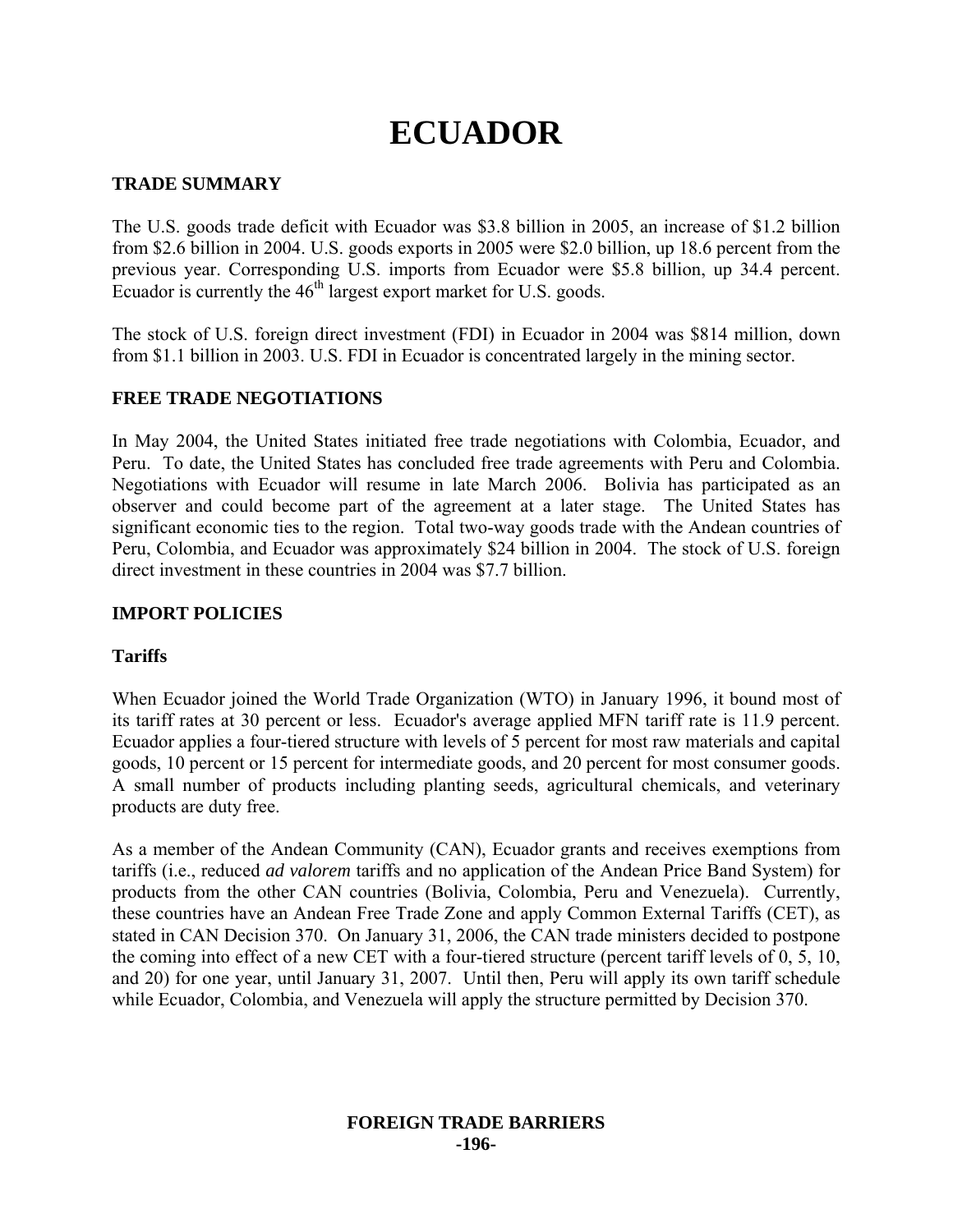# ECUADOR

## TRADE SUMMARY

The U.S. goods trade deficit with Ecuador was \$3.8 billion in 2005, an increase of \$1.2 billion from \$2.6 billion in 2004. U.S. goods exports in 2005 were \$2.0 billion, up 18.6 percent from the previous year. Corresponding U.S. imports from Ecuador were \$5.8 billion, up 34.4 percent. Ecuador is currently the 46th largest export market for U.S. goods.

The stock of U.S. foreign direct investment (FDI) in Ecuador in 2004 was \$814 million, down from \$1.1 billion in 2003. U.S. FDI in Ecuador is concentrated largely in the mining sector.

## FREE TRADE NEGOTIATIONS

In May 2004, the United States initiated free trade negotiations with Colombia, Ecuador, and Peru. To date, the United States has concluded free trade agreements with Peru and Colombia. Negotiations with Ecuador will resume in late March 2006. Bolivia has participated as an observer and could become part of the agreement at a later stage. The United States has significant economic ties to the region. Total two-way goods trade with the Andean countries of Peru, Colombia, and Ecuador was approximately \$24 billion in 2004. The stock of U.S. foreign direct investment in these countries in 2004 was \$7.7 billion.

## IMPORT POLICIES

### Tariffs

When Ecuador joined the World Trade Organization (WTO) in January 1996, it bound most of its tariff rates at 30 percent or less. Ecuador's average applied MFN tariff rate is 11.9 percent. Ecuador applies a four-tiered structure with levels of 5 percent for most raw materials and capital goods, 10 percent or 15 percent for intermediate goods, and 20 percent for most consumer goods. A small number of products including planting seeds, agricultural chemicals, and veterinary products are duty free.

As a member of the Andean Community (CAN), Ecuador grants and receives exemptions from tariffs (i.e., reduced *ad valorem* tariffs and no application of the Andean Price Band System) for products from the other CAN countries (Bolivia, Colombia, Peru and Venezuela). Currently, these countries have an Andean Free Trade Zone and apply Common External Tariffs (CET), as stated in CAN Decision 370. On January 31, 2006, the CAN trade ministers decided to postpone the coming into effect of a new CET with a four-tiered structure (percent tariff levels of 0, 5, 10, and 20) for one year, until January 31, 2007. Until then, Peru will apply its own tariff schedule while Ecuador, Colombia, and Venezuela will apply the structure permitted by Decision 370.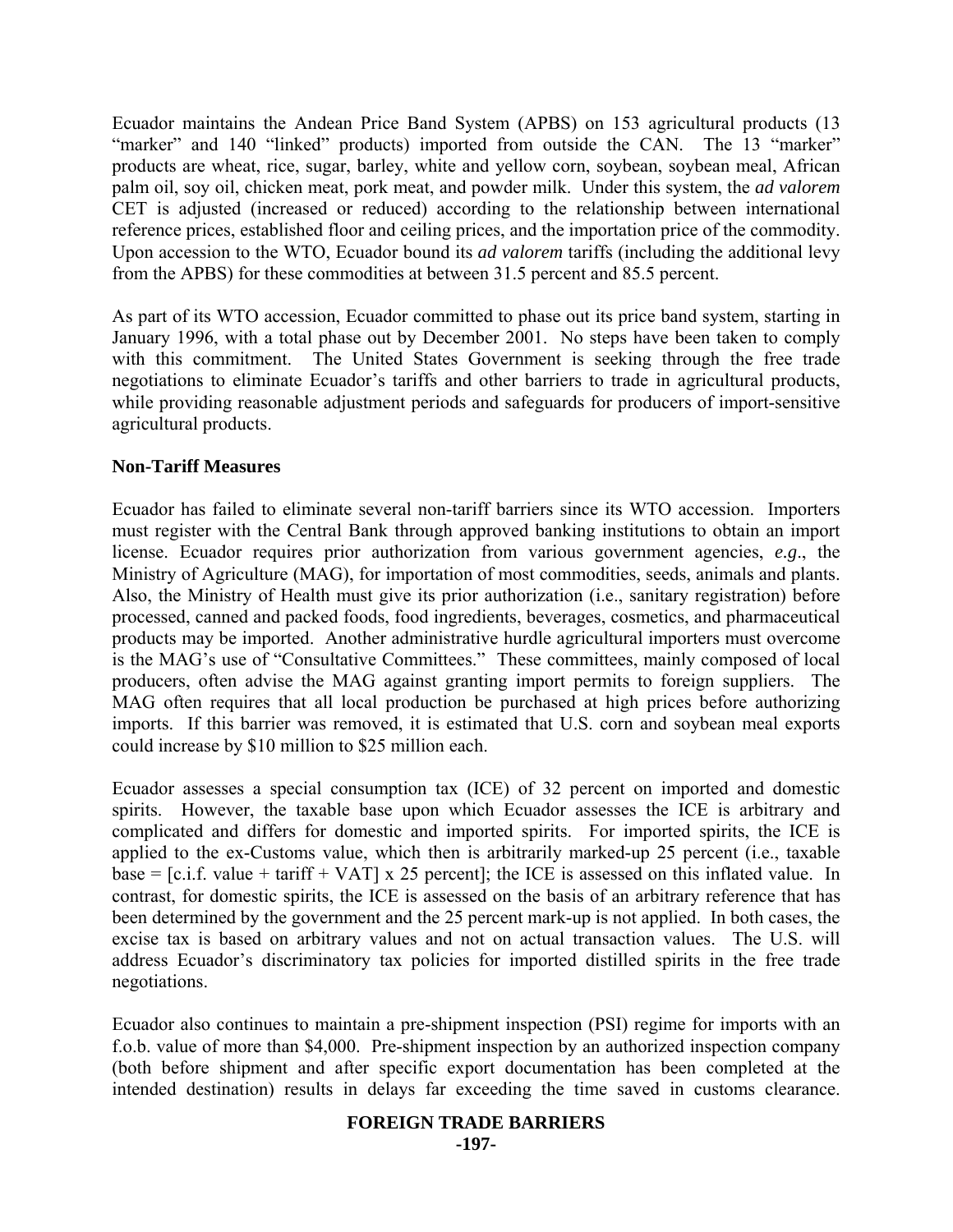Ecuador maintains the Andean Price Band System (APBS) on 153 agricultural products (13 "marker" and 140 "linked" products) imported from outside the CAN. The 13 "marker" products are wheat, rice, sugar, barley, white and yellow corn, soybean, soybean meal, African palm oil, soy oil, chicken meat, pork meat, and powder milk. Under this system, the *ad valorem* CET is adjusted (increased or reduced) according to the relationship between international reference prices, established floor and ceiling prices, and the importation price of the commodity. Upon accession to the WTO, Ecuador bound its *ad valorem* tariffs (including the additional levy from the APBS) for these commodities at between 31.5 percent and 85.5 percent.

As part of its WTO accession, Ecuador committed to phase out its price band system, starting in January 1996, with a total phase out by December 2001. No steps have been taken to comply with this commitment. The United States Government is seeking through the free trade negotiations to eliminate Ecuador's tariffs and other barriers to trade in agricultural products, while providing reasonable adjustment periods and safeguards for producers of import-sensitive agricultural products.

**Non-Tariff Measures**

Ecuador has failed to eliminate several non-tariff barriers since its WTO accession. Importers must register with the Central Bank through approved banking institutions to obtain an import license. Ecuador requires prior authorization from various government agencies, *e.g*., the Ministry of Agriculture (MAG), for importation of most commodities, seeds, animals and plants. Also, the Ministry of Health must give its prior authorization (i.e., sanitary registration) before processed, canned and packed foods, food ingredients, beverages, cosmetics, and pharmaceutical products may be imported. Another administrative hurdle agricultural importers must overcome is the MAG's use of "Consultative Committees." These committees, mainly composed of local producers, often advise the MAG against granting import permits to foreign suppliers. The MAG often requires that all local production be purchased at high prices before authorizing imports. If this barrier was removed, it is estimated that U.S. corn and soybean meal exports could increase by $10 million to $25 million each.

Ecuador assesses a special consumption tax (ICE) of 32 percent on imported and domestic spirits. However, the taxable base upon which Ecuador assesses the ICE is arbitrary and complicated and differs for domestic and imported spirits. For imported spirits, the ICE is applied to the ex-Customs value, which then is arbitrarily marked-up 25 percent (i.e., taxable base = [c.i.f. value + tariff + VAT] x 25 percent]; the ICE is assessed on this inflated value. In contrast, for domestic spirits, the ICE is assessed on the basis of an arbitrary reference that has been determined by the government and the 25 percent mark-up is not applied. In both cases, the excise tax is based on arbitrary values and not on actual transaction values. The U.S. will address Ecuador's discriminatory tax policies for imported distilled spirits in the free trade negotiations.

Ecuador also continues to maintain a pre-shipment inspection (PSI) regime for imports with an f.o.b. value of more than $4,000. Pre-shipment inspection by an authorized inspection company (both before shipment and after specific export documentation has been completed at the intended destination) results in delays far exceeding the time saved in customs clearance.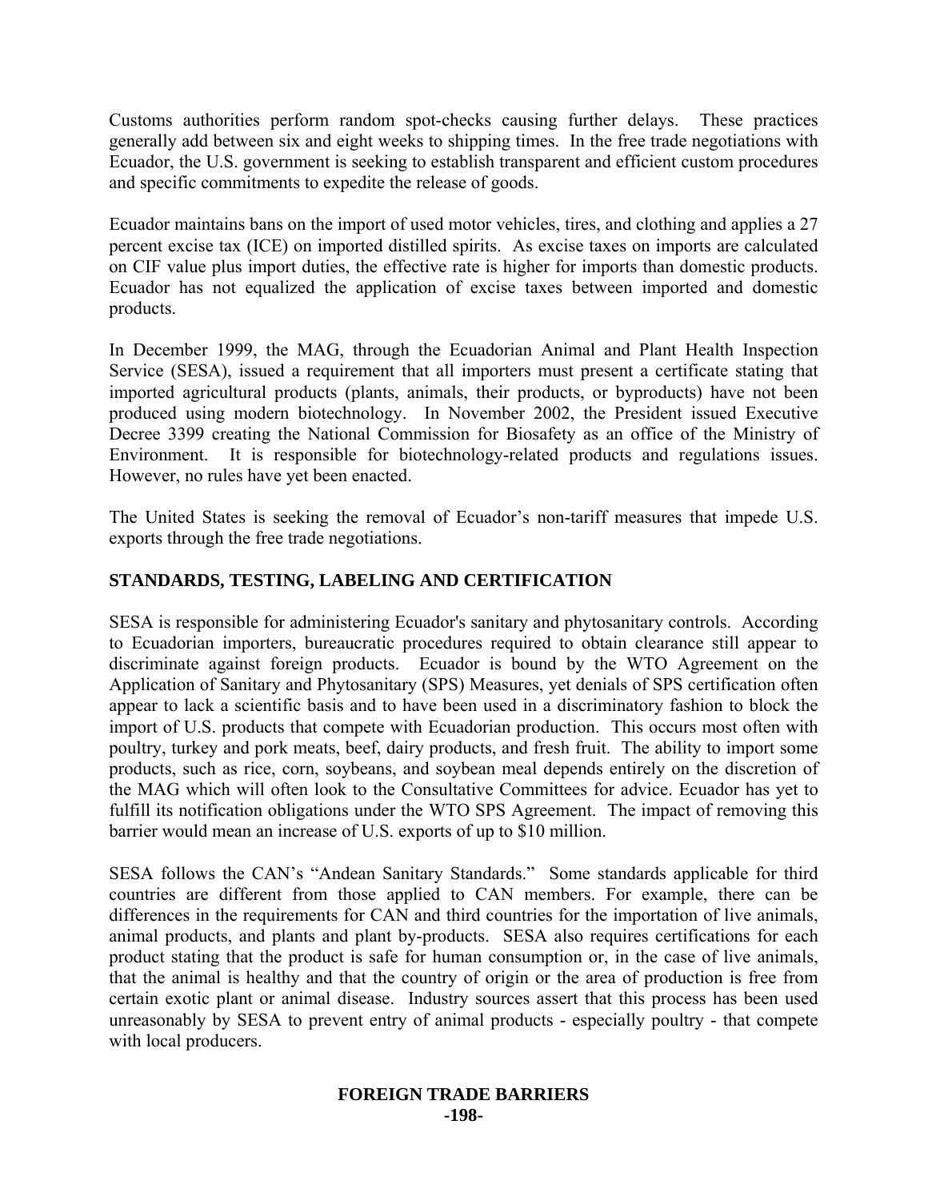Customs authorities perform random spot-checks causing further delays. These practices generally add between six and eight weeks to shipping times. In the free trade negotiations with Ecuador, the U.S. government is seeking to establish transparent and efficient custom procedures and specific commitments to expedite the release of goods.

Ecuador maintains bans on the import of used motor vehicles, tires, and clothing and applies a 27 percent excise tax (ICE) on imported distilled spirits. As excise taxes on imports are calculated on CIF value plus import duties, the effective rate is higher for imports than domestic products. Ecuador has not equalized the application of excise taxes between imported and domestic products.

In December 1999, the MAG, through the Ecuadorian Animal and Plant Health Inspection Service (SESA), issued a requirement that all importers must present a certificate stating that imported agricultural products (plants, animals, their products, or byproducts) have not been produced using modern biotechnology. In November 2002, the President issued Executive Decree 3399 creating the National Commission for Biosafety as an office of the Ministry of Environment. It is responsible for biotechnology-related products and regulations issues. However, no rules have yet been enacted.

The United States is seeking the removal of Ecuador's non-tariff measures that impede U.S. exports through the free trade negotiations.

## STANDARDS, TESTING, LABELING AND CERTIFICATION

SESA is responsible for administering Ecuador's sanitary and phytosanitary controls. According to Ecuadorian importers, bureaucratic procedures required to obtain clearance still appear to discriminate against foreign products. Ecuador is bound by the WTO Agreement on the Application of Sanitary and Phytosanitary (SPS) Measures, yet denials of SPS certification often appear to lack a scientific basis and to have been used in a discriminatory fashion to block the import of U.S. products that compete with Ecuadorian production. This occurs most often with poultry, turkey and pork meats, beef, dairy products, and fresh fruit. The ability to import some products, such as rice, corn, soybeans, and soybean meal depends entirely on the discretion of the MAG which will often look to the Consultative Committees for advice. Ecuador has yet to fulfill its notification obligations under the WTO SPS Agreement. The impact of removing this barrier would mean an increase of U.S. exports of up to $10 million.

SESA follows the CAN's "Andean Sanitary Standards." Some standards applicable for third countries are different from those applied to CAN members. For example, there can be differences in the requirements for CAN and third countries for the importation of live animals, animal products, and plants and plant by-products. SESA also requires certifications for each product stating that the product is safe for human consumption or, in the case of live animals, that the animal is healthy and that the country of origin or the area of production is free from certain exotic plant or animal disease. Industry sources assert that this process has been used unreasonably by SESA to prevent entry of animal products - especially poultry - that compete with local producers.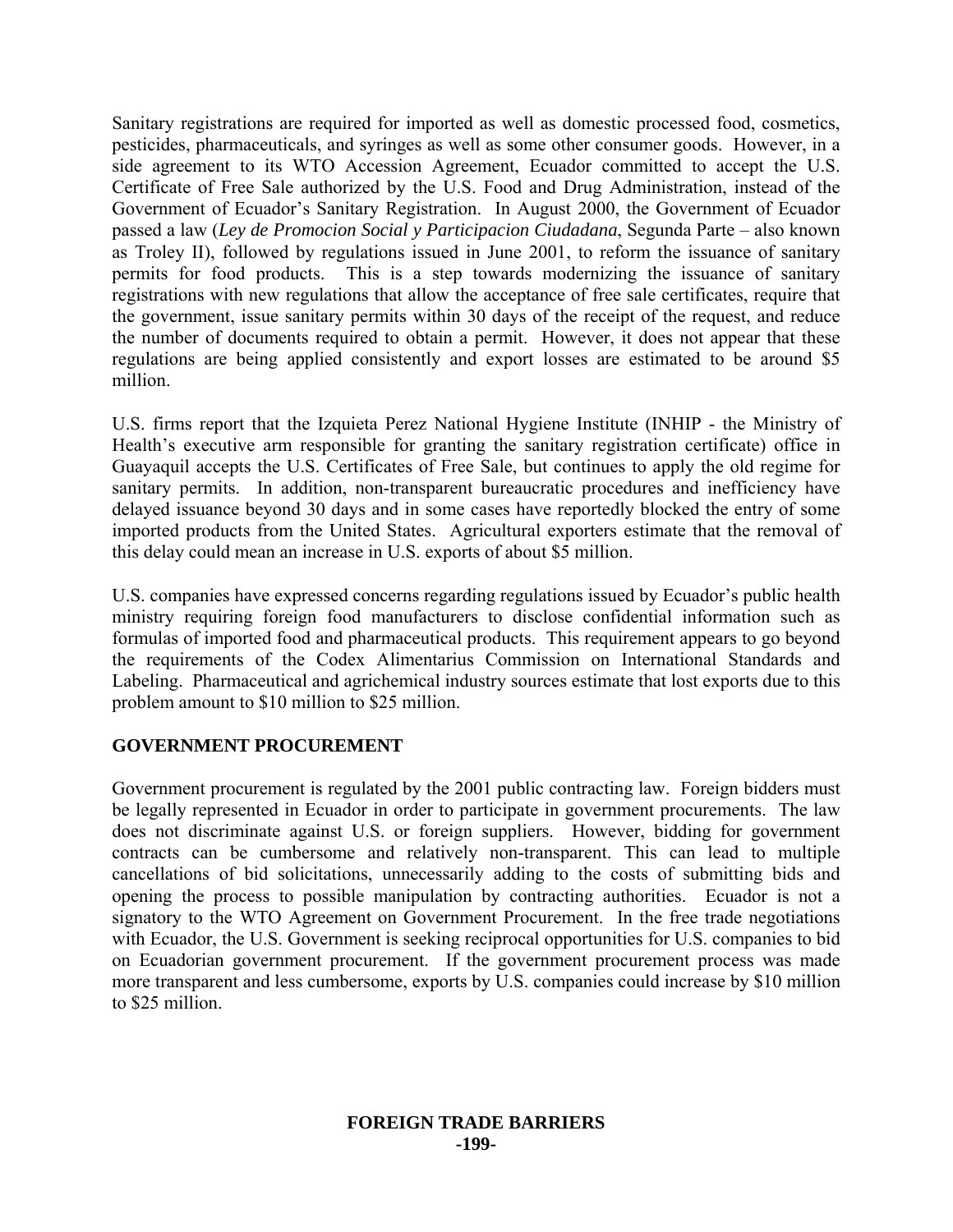Sanitary registrations are required for imported as well as domestic processed food, cosmetics, pesticides, pharmaceuticals, and syringes as well as some other consumer goods. However, in a side agreement to its WTO Accession Agreement, Ecuador committed to accept the U.S. Certificate of Free Sale authorized by the U.S. Food and Drug Administration, instead of the Government of Ecuador's Sanitary Registration. In August 2000, the Government of Ecuador passed a law (*Ley de Promocion Social y Participacion Ciudadana*, Segunda Parte – also known as Troley II), followed by regulations issued in June 2001, to reform the issuance of sanitary permits for food products. This is a step towards modernizing the issuance of sanitary registrations with new regulations that allow the acceptance of free sale certificates, require that the government, issue sanitary permits within 30 days of the receipt of the request, and reduce the number of documents required to obtain a permit. However, it does not appear that these regulations are being applied consistently and export losses are estimated to be around $5 million.

U.S. firms report that the Izquieta Perez National Hygiene Institute (INHIP - the Ministry of Health's executive arm responsible for granting the sanitary registration certificate) office in Guayaquil accepts the U.S. Certificates of Free Sale, but continues to apply the old regime for sanitary permits. In addition, non-transparent bureaucratic procedures and inefficiency have delayed issuance beyond 30 days and in some cases have reportedly blocked the entry of some imported products from the United States. Agricultural exporters estimate that the removal of this delay could mean an increase in U.S. exports of about $5 million.

U.S. companies have expressed concerns regarding regulations issued by Ecuador's public health ministry requiring foreign food manufacturers to disclose confidential information such as formulas of imported food and pharmaceutical products. This requirement appears to go beyond the requirements of the Codex Alimentarius Commission on International Standards and Labeling. Pharmaceutical and agrichemical industry sources estimate that lost exports due to this problem amount to $10 million to $25 million.

## GOVERNMENT PROCUREMENT

Government procurement is regulated by the 2001 public contracting law. Foreign bidders must be legally represented in Ecuador in order to participate in government procurements. The law does not discriminate against U.S. or foreign suppliers. However, bidding for government contracts can be cumbersome and relatively non-transparent. This can lead to multiple cancellations of bid solicitations, unnecessarily adding to the costs of submitting bids and opening the process to possible manipulation by contracting authorities. Ecuador is not a signatory to the WTO Agreement on Government Procurement. In the free trade negotiations with Ecuador, the U.S. Government is seeking reciprocal opportunities for U.S. companies to bid on Ecuadorian government procurement. If the government procurement process was made more transparent and less cumbersome, exports by U.S. companies could increase by $10 million to $25 million.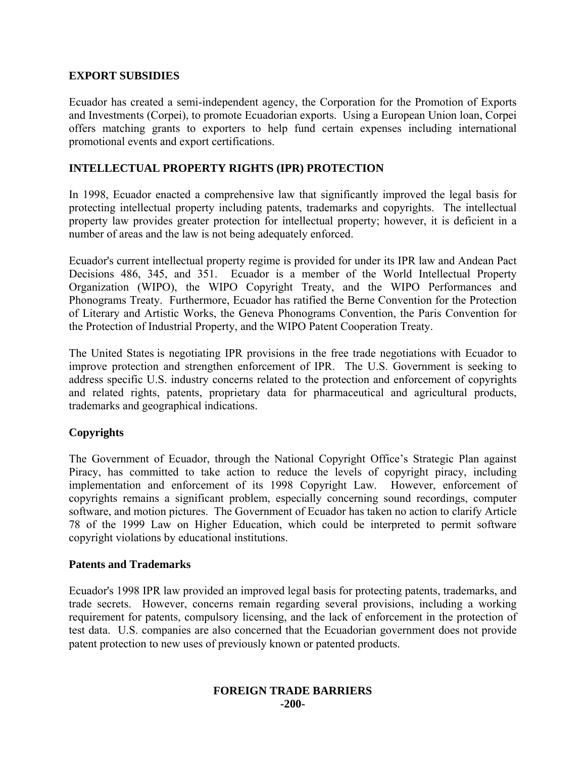## EXPORT SUBSIDIES

Ecuador has created a semi-independent agency, the Corporation for the Promotion of Exports and Investments (Corpei), to promote Ecuadorian exports. Using a European Union loan, Corpei offers matching grants to exporters to help fund certain expenses including international promotional events and export certifications.

## INTELLECTUAL PROPERTY RIGHTS (IPR) PROTECTION

In 1998, Ecuador enacted a comprehensive law that significantly improved the legal basis for protecting intellectual property including patents, trademarks and copyrights. The intellectual property law provides greater protection for intellectual property; however, it is deficient in a number of areas and the law is not being adequately enforced.

Ecuador's current intellectual property regime is provided for under its IPR law and Andean Pact Decisions 486, 345, and 351. Ecuador is a member of the World Intellectual Property Organization (WIPO), the WIPO Copyright Treaty, and the WIPO Performances and Phonograms Treaty. Furthermore, Ecuador has ratified the Berne Convention for the Protection of Literary and Artistic Works, the Geneva Phonograms Convention, the Paris Convention for the Protection of Industrial Property, and the WIPO Patent Cooperation Treaty.

The United States is negotiating IPR provisions in the free trade negotiations with Ecuador to improve protection and strengthen enforcement of IPR. The U.S. Government is seeking to address specific U.S. industry concerns related to the protection and enforcement of copyrights and related rights, patents, proprietary data for pharmaceutical and agricultural products, trademarks and geographical indications.

### Copyrights

The Government of Ecuador, through the National Copyright Office's Strategic Plan against Piracy, has committed to take action to reduce the levels of copyright piracy, including implementation and enforcement of its 1998 Copyright Law. However, enforcement of copyrights remains a significant problem, especially concerning sound recordings, computer software, and motion pictures. The Government of Ecuador has taken no action to clarify Article 78 of the 1999 Law on Higher Education, which could be interpreted to permit software copyright violations by educational institutions.

### Patents and Trademarks

Ecuador's 1998 IPR law provided an improved legal basis for protecting patents, trademarks, and trade secrets. However, concerns remain regarding several provisions, including a working requirement for patents, compulsory licensing, and the lack of enforcement in the protection of test data. U.S. companies are also concerned that the Ecuadorian government does not provide patent protection to new uses of previously known or patented products.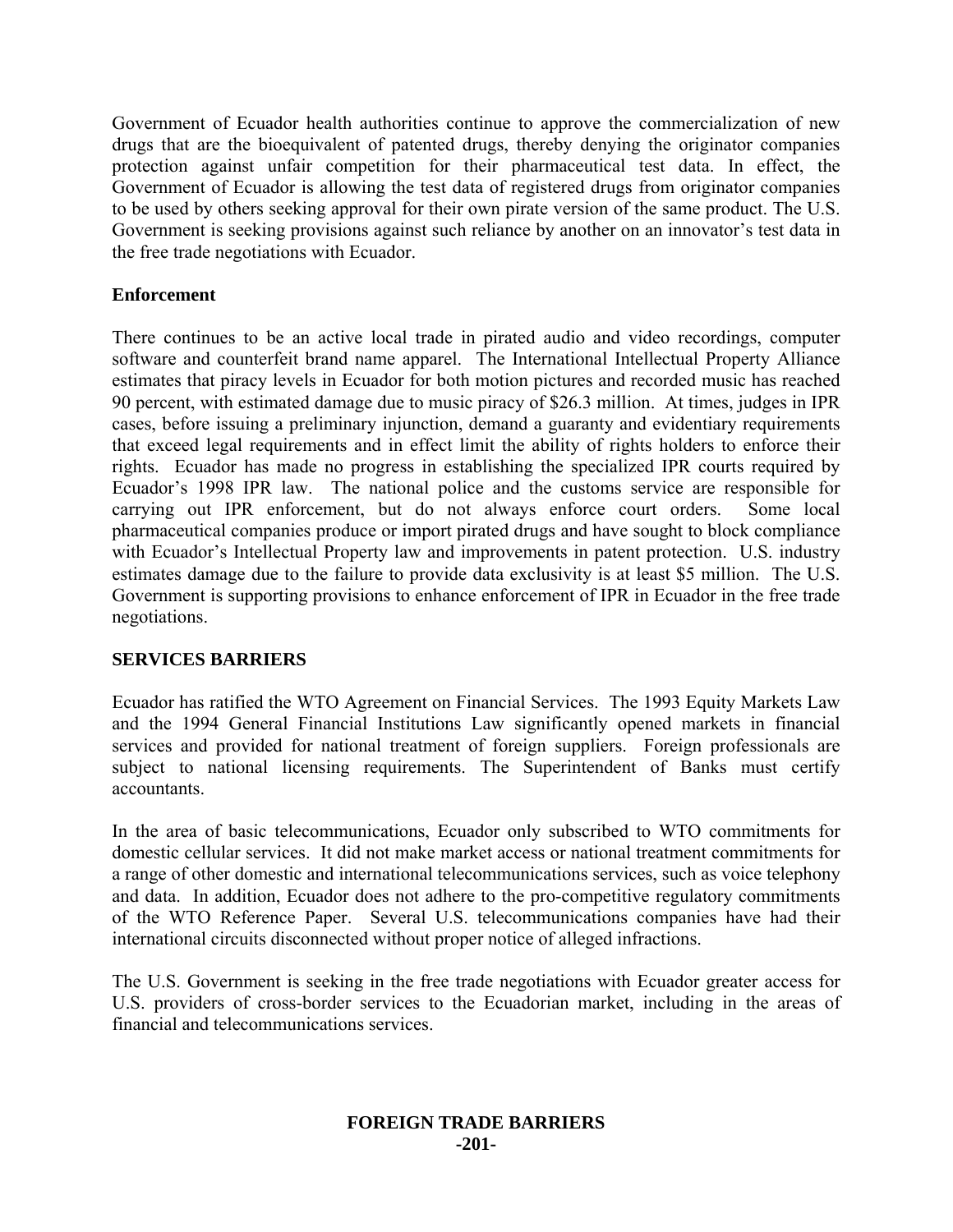Government of Ecuador health authorities continue to approve the commercialization of new drugs that are the bioequivalent of patented drugs, thereby denying the originator companies protection against unfair competition for their pharmaceutical test data. In effect, the Government of Ecuador is allowing the test data of registered drugs from originator companies to be used by others seeking approval for their own pirate version of the same product. The U.S. Government is seeking provisions against such reliance by another on an innovator's test data in the free trade negotiations with Ecuador.

**Enforcement**

There continues to be an active local trade in pirated audio and video recordings, computer software and counterfeit brand name apparel. The International Intellectual Property Alliance estimates that piracy levels in Ecuador for both motion pictures and recorded music has reached 90 percent, with estimated damage due to music piracy of $26.3 million. At times, judges in IPR cases, before issuing a preliminary injunction, demand a guaranty and evidentiary requirements that exceed legal requirements and in effect limit the ability of rights holders to enforce their rights. Ecuador has made no progress in establishing the specialized IPR courts required by Ecuador's 1998 IPR law. The national police and the customs service are responsible for carrying out IPR enforcement, but do not always enforce court orders. Some local pharmaceutical companies produce or import pirated drugs and have sought to block compliance with Ecuador's Intellectual Property law and improvements in patent protection. U.S. industry estimates damage due to the failure to provide data exclusivity is at least $5 million. The U.S. Government is supporting provisions to enhance enforcement of IPR in Ecuador in the free trade negotiations.

**SERVICES BARRIERS**

Ecuador has ratified the WTO Agreement on Financial Services. The 1993 Equity Markets Law and the 1994 General Financial Institutions Law significantly opened markets in financial services and provided for national treatment of foreign suppliers. Foreign professionals are subject to national licensing requirements. The Superintendent of Banks must certify accountants.

In the area of basic telecommunications, Ecuador only subscribed to WTO commitments for domestic cellular services. It did not make market access or national treatment commitments for a range of other domestic and international telecommunications services, such as voice telephony and data. In addition, Ecuador does not adhere to the pro-competitive regulatory commitments of the WTO Reference Paper. Several U.S. telecommunications companies have had their international circuits disconnected without proper notice of alleged infractions.

The U.S. Government is seeking in the free trade negotiations with Ecuador greater access for U.S. providers of cross-border services to the Ecuadorian market, including in the areas of financial and telecommunications services.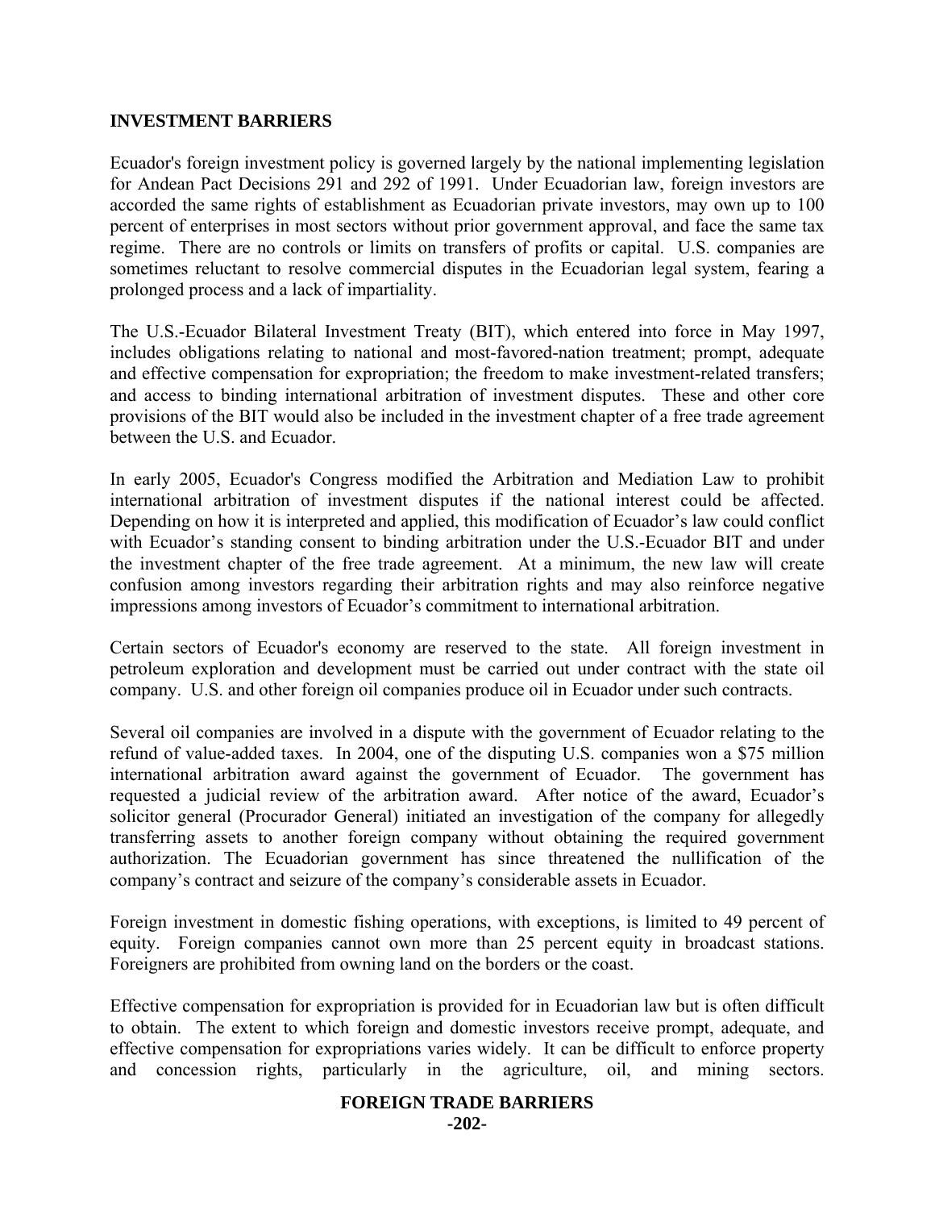## INVESTMENT BARRIERS

Ecuador's foreign investment policy is governed largely by the national implementing legislation for Andean Pact Decisions 291 and 292 of 1991. Under Ecuadorian law, foreign investors are accorded the same rights of establishment as Ecuadorian private investors, may own up to 100 percent of enterprises in most sectors without prior government approval, and face the same tax regime. There are no controls or limits on transfers of profits or capital. U.S. companies are sometimes reluctant to resolve commercial disputes in the Ecuadorian legal system, fearing a prolonged process and a lack of impartiality.

The U.S.-Ecuador Bilateral Investment Treaty (BIT), which entered into force in May 1997, includes obligations relating to national and most-favored-nation treatment; prompt, adequate and effective compensation for expropriation; the freedom to make investment-related transfers; and access to binding international arbitration of investment disputes. These and other core provisions of the BIT would also be included in the investment chapter of a free trade agreement between the U.S. and Ecuador.

In early 2005, Ecuador's Congress modified the Arbitration and Mediation Law to prohibit international arbitration of investment disputes if the national interest could be affected. Depending on how it is interpreted and applied, this modification of Ecuador's law could conflict with Ecuador's standing consent to binding arbitration under the U.S.-Ecuador BIT and under the investment chapter of the free trade agreement. At a minimum, the new law will create confusion among investors regarding their arbitration rights and may also reinforce negative impressions among investors of Ecuador's commitment to international arbitration.

Certain sectors of Ecuador's economy are reserved to the state. All foreign investment in petroleum exploration and development must be carried out under contract with the state oil company. U.S. and other foreign oil companies produce oil in Ecuador under such contracts.

Several oil companies are involved in a dispute with the government of Ecuador relating to the refund of value-added taxes. In 2004, one of the disputing U.S. companies won a $75 million international arbitration award against the government of Ecuador. The government has requested a judicial review of the arbitration award. After notice of the award, Ecuador's solicitor general (Procurador General) initiated an investigation of the company for allegedly transferring assets to another foreign company without obtaining the required government authorization. The Ecuadorian government has since threatened the nullification of the company's contract and seizure of the company's considerable assets in Ecuador.

Foreign investment in domestic fishing operations, with exceptions, is limited to 49 percent of equity. Foreign companies cannot own more than 25 percent equity in broadcast stations. Foreigners are prohibited from owning land on the borders or the coast.

Effective compensation for expropriation is provided for in Ecuadorian law but is often difficult to obtain. The extent to which foreign and domestic investors receive prompt, adequate, and effective compensation for expropriations varies widely. It can be difficult to enforce property and concession rights, particularly in the agriculture, oil, and mining sectors.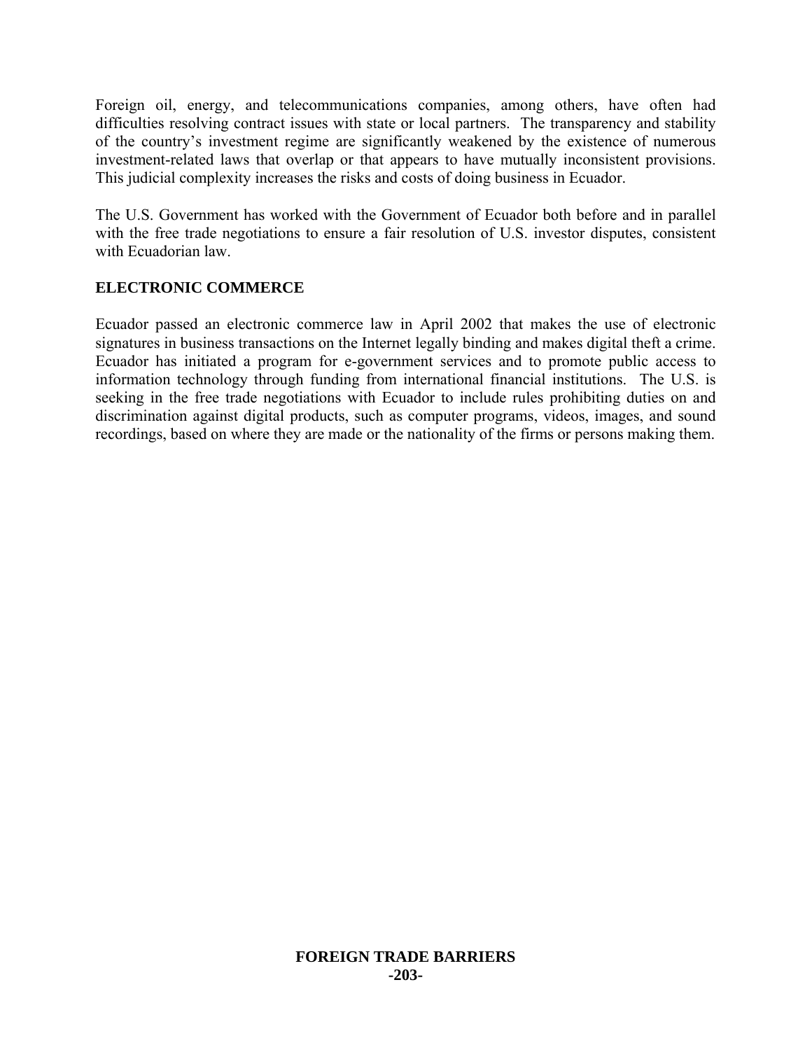Foreign oil, energy, and telecommunications companies, among others, have often had difficulties resolving contract issues with state or local partners. The transparency and stability of the country's investment regime are significantly weakened by the existence of numerous investment-related laws that overlap or that appears to have mutually inconsistent provisions. This judicial complexity increases the risks and costs of doing business in Ecuador.

The U.S. Government has worked with the Government of Ecuador both before and in parallel with the free trade negotiations to ensure a fair resolution of U.S. investor disputes, consistent with Ecuadorian law.

## ELECTRONIC COMMERCE

Ecuador passed an electronic commerce law in April 2002 that makes the use of electronic signatures in business transactions on the Internet legally binding and makes digital theft a crime. Ecuador has initiated a program for e-government services and to promote public access to information technology through funding from international financial institutions. The U.S. is seeking in the free trade negotiations with Ecuador to include rules prohibiting duties on and discrimination against digital products, such as computer programs, videos, images, and sound recordings, based on where they are made or the nationality of the firms or persons making them.